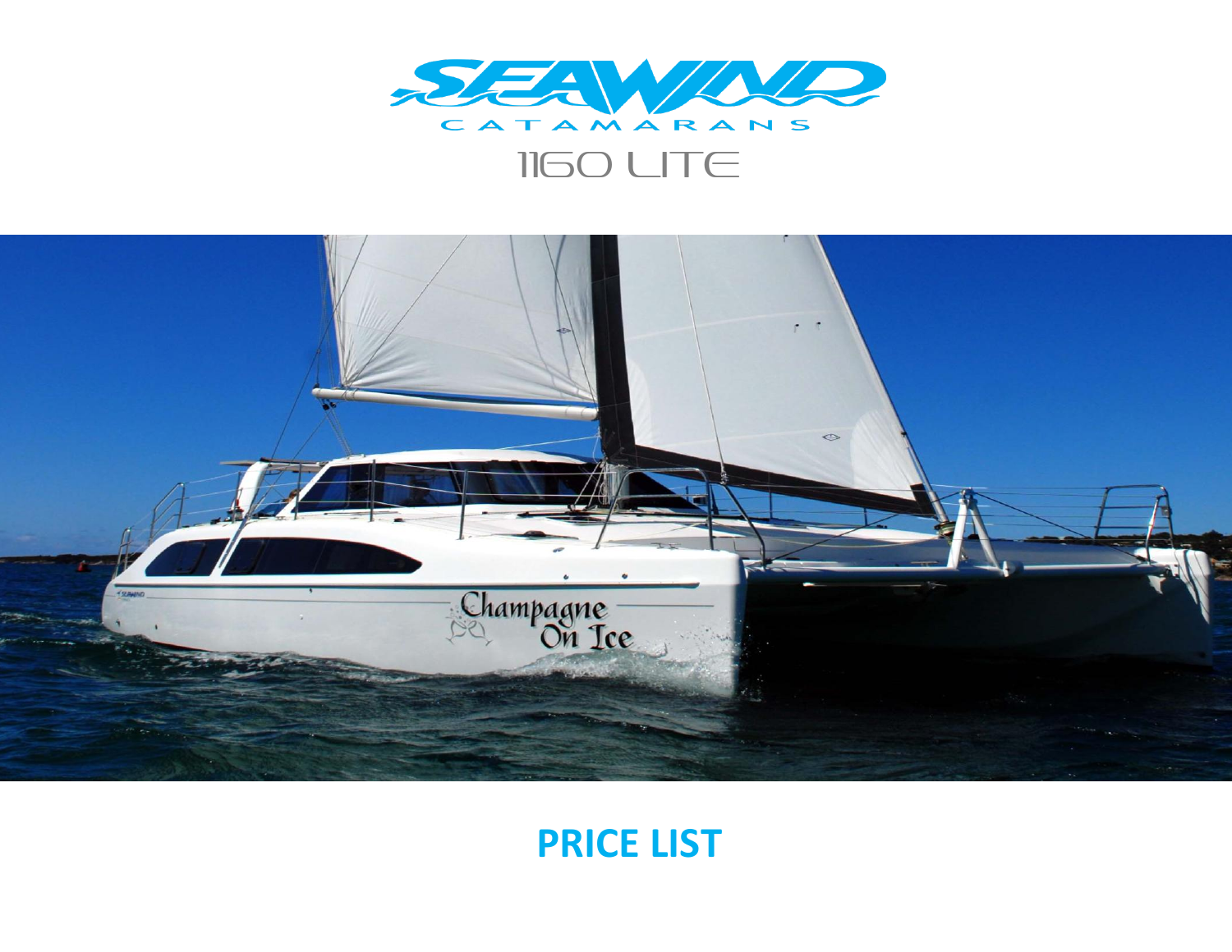# SEAWIND CATAMARANS

## 1160 LITE

# PRICE LIST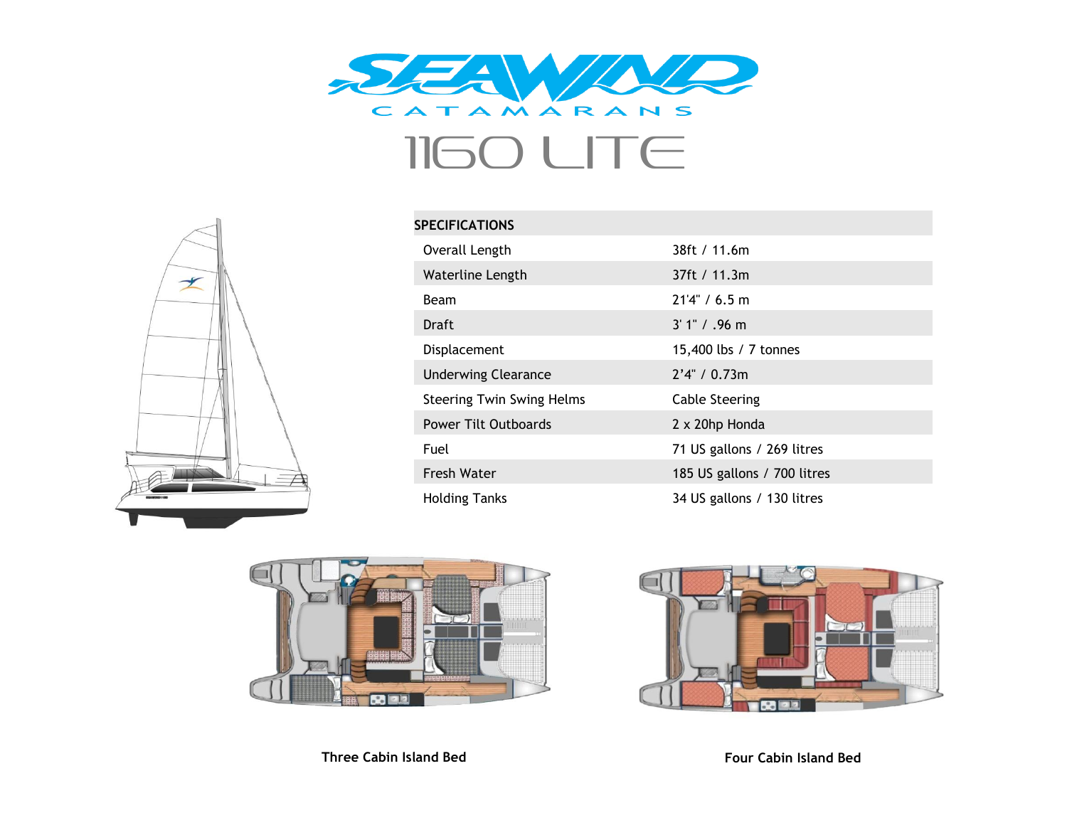# SEAWIND CATAMARANS

## 1160 LITE

| SPECIFICATIONS | |
|---|---|
| Overall Length | 38ft / 11.6m |
| Waterline Length | 37ft / 11.3m |
| Beam | 21'4" / 6.5 m |
| Draft | 3' 1" / .96 m |
| Displacement | 15,400 lbs / 7 tonnes |
| Underwing Clearance | 2'4" / 0.73m |
| Steering Twin Swing Helms | Cable Steering |
| Power Tilt Outboards | 2 x 20hp Honda |
| Fuel | 71 US gallons / 269 litres |
| Fresh Water | 185 US gallons / 700 litres |
| Holding Tanks | 34 US gallons / 130 litres |

**Three Cabin Island Bed**

**Four Cabin Island Bed**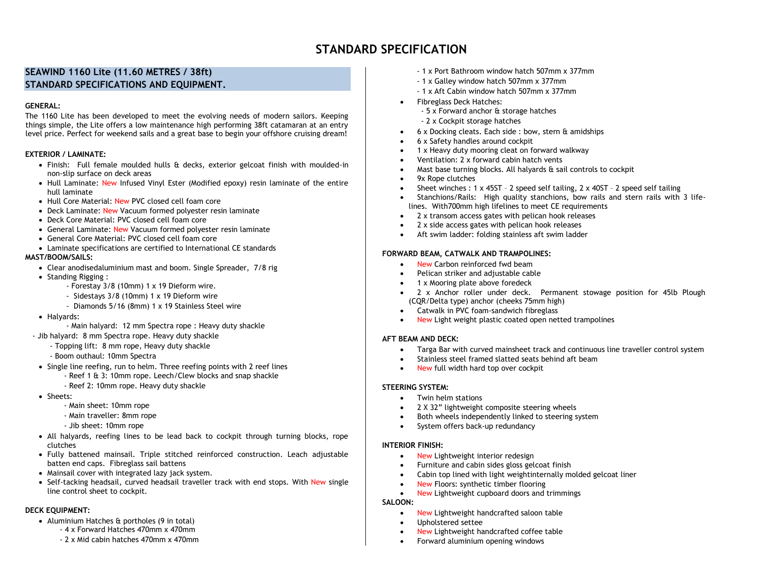# STANDARD SPECIFICATION

## SEAWIND 1160 Lite (11.60 METRES / 38ft)
## STANDARD SPECIFICATIONS AND EQUIPMENT.

**GENERAL:**

The 1160 Lite has been developed to meet the evolving needs of modern sailors. Keeping things simple, the Lite offers a low maintenance high performing 38ft catamaran at an entry level price. Perfect for weekend sails and a great base to begin your offshore cruising dream!

**EXTERIOR / LAMINATE:**

- Finish: Full female moulded hulls & decks, exterior gelcoat finish with moulded-in non-slip surface on deck areas
- Hull Laminate: New Infused Vinyl Ester (Modified epoxy) resin laminate of the entire hull laminate
- Hull Core Material: New PVC closed cell foam core
- Deck Laminate: New Vacuum formed polyester resin laminate
- Deck Core Material: PVC closed cell foam core
- General Laminate: New Vacuum formed polyester resin laminate
- General Core Material: PVC closed cell foam core
- Laminate specifications are certified to International CE standards

**MAST/BOOM/SAILS:**

- Clear anodisedaluminium mast and boom. Single Spreader, 7/8 rig
- Standing Rigging :
  - Forestay 3/8 (10mm) 1 x 19 Dieform wire.
  - Sidestays 3/8 (10mm) 1 x 19 Dieform wire
  - Diamonds 5/16 (8mm) 1 x 19 Stainless Steel wire
- Halyards:
  - Main halyard: 12 mm Spectra rope : Heavy duty shackle
  - Jib halyard: 8 mm Spectra rope. Heavy duty shackle
  - Topping lift: 8 mm rope, Heavy duty shackle
  - Boom outhaul: 10mm Spectra
- Single line reefing, run to helm. Three reefing points with 2 reef lines
  - Reef 1 & 3: 10mm rope. Leech/Clew blocks and snap shackle
  - Reef 2: 10mm rope. Heavy duty shackle
- Sheets:
  - Main sheet: 10mm rope
  - Main traveller: 8mm rope
  - Jib sheet: 10mm rope
- All halyards, reefing lines to be lead back to cockpit through turning blocks, rope clutches
- Fully battened mainsail. Triple stitched reinforced construction. Leach adjustable batten end caps. Fibreglass sail battens
- Mainsail cover with integrated lazy jack system.
- Self-tacking headsail, curved headsail traveller track with end stops. With New single line control sheet to cockpit.

**DECK EQUIPMENT:**

- Aluminium Hatches & portholes (9 in total)
  - 4 x Forward Hatches 470mm x 470mm
  - 2 x Mid cabin hatches 470mm x 470mm
  - 1 x Port Bathroom window hatch 507mm x 377mm
  - 1 x Galley window hatch 507mm x 377mm
  - 1 x Aft Cabin window hatch 507mm x 377mm
- Fibreglass Deck Hatches:
  - 5 x Forward anchor & storage hatches
  - 2 x Cockpit storage hatches
- 6 x Docking cleats. Each side : bow, stern & amidships
- 6 x Safety handles around cockpit
- 1 x Heavy duty mooring cleat on forward walkway
- Ventilation: 2 x forward cabin hatch vents
- Mast base turning blocks. All halyards & sail controls to cockpit
- 9x Rope clutches
- Sheet winches : 1 x 45ST – 2 speed self tailing, 2 x 40ST – 2 speed self tailing
- Stanchions/Rails: High quality stanchions, bow rails and stern rails with 3 life-lines. With700mm high lifelines to meet CE requirements
- 2 x transom access gates with pelican hook releases
- 2 x side access gates with pelican hook releases
- Aft swim ladder: folding stainless aft swim ladder

**FORWARD BEAM, CATWALK AND TRAMPOLINES:**

- New Carbon reinforced fwd beam
- Pelican striker and adjustable cable
- 1 x Mooring plate above foredeck
- 2 x Anchor roller under deck. Permanent stowage position for 45lb Plough (CQR/Delta type) anchor (cheeks 75mm high)
- Catwalk in PVC foam-sandwich fibreglass
- New Light weight plastic coated open netted trampolines

**AFT BEAM AND DECK:**

- Targa Bar with curved mainsheet track and continuous line traveller control system
- Stainless steel framed slatted seats behind aft beam
- New full width hard top over cockpit

**STEERING SYSTEM:**

- Twin helm stations
- 2 X 32" lightweight composite steering wheels
- Both wheels independently linked to steering system
- System offers back-up redundancy

**INTERIOR FINISH:**

- New Lightweight interior redesign
- Furniture and cabin sides gloss gelcoat finish
- Cabin top lined with light weightinternally molded gelcoat liner
- New Floors: synthetic timber flooring
- New Lightweight cupboard doors and trimmings

**SALOON:**

- New Lightweight handcrafted saloon table
- Upholstered settee
- New Lightweight handcrafted coffee table
- Forward aluminium opening windows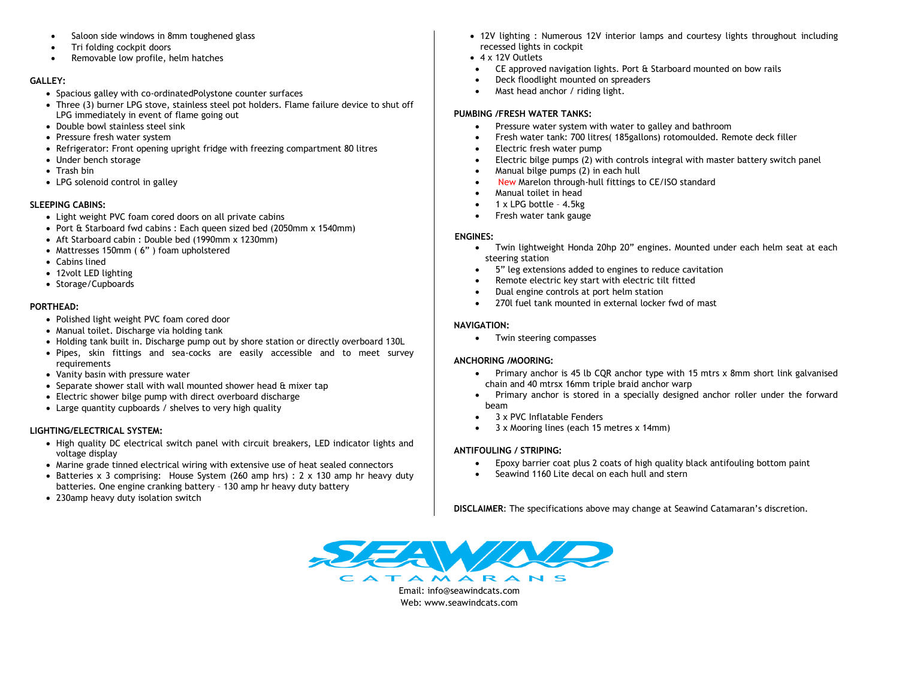- Saloon side windows in 8mm toughened glass
- Tri folding cockpit doors
- Removable low profile, helm hatches

**GALLEY:**

- Spacious galley with co-ordinatedPolystone counter surfaces
- Three (3) burner LPG stove, stainless steel pot holders. Flame failure device to shut off LPG immediately in event of flame going out
- Double bowl stainless steel sink
- Pressure fresh water system
- Refrigerator: Front opening upright fridge with freezing compartment 80 litres
- Under bench storage
- Trash bin
- LPG solenoid control in galley

**SLEEPING CABINS:**

- Light weight PVC foam cored doors on all private cabins
- Port & Starboard fwd cabins : Each queen sized bed (2050mm x 1540mm)
- Aft Starboard cabin : Double bed (1990mm x 1230mm)
- Mattresses 150mm ( 6" ) foam upholstered
- Cabins lined
- 12volt LED lighting
- Storage/Cupboards

**PORTHEAD:**

- Polished light weight PVC foam cored door
- Manual toilet. Discharge via holding tank
- Holding tank built in. Discharge pump out by shore station or directly overboard 130L
- Pipes, skin fittings and sea-cocks are easily accessible and to meet survey requirements
- Vanity basin with pressure water
- Separate shower stall with wall mounted shower head & mixer tap
- Electric shower bilge pump with direct overboard discharge
- Large quantity cupboards / shelves to very high quality

**LIGHTING/ELECTRICAL SYSTEM:**

- High quality DC electrical switch panel with circuit breakers, LED indicator lights and voltage display
- Marine grade tinned electrical wiring with extensive use of heat sealed connectors
- Batteries x 3 comprising: House System (260 amp hrs) : 2 x 130 amp hr heavy duty batteries. One engine cranking battery – 130 amp hr heavy duty battery
- 230amp heavy duty isolation switch
- 12V lighting : Numerous 12V interior lamps and courtesy lights throughout including recessed lights in cockpit
- 4 x 12V Outlets
- CE approved navigation lights. Port & Starboard mounted on bow rails
- Deck floodlight mounted on spreaders
- Mast head anchor / riding light.

**PUMBING /FRESH WATER TANKS:**

- Pressure water system with water to galley and bathroom
- Fresh water tank: 700 litres( 185gallons) rotomoulded. Remote deck filler
- Electric fresh water pump
- Electric bilge pumps (2) with controls integral with master battery switch panel
- Manual bilge pumps (2) in each hull
- New Marelon through-hull fittings to CE/ISO standard
- Manual toilet in head
- 1 x LPG bottle – 4.5kg
- Fresh water tank gauge

**ENGINES:**

- Twin lightweight Honda 20hp 20" engines. Mounted under each helm seat at each steering station
- 5" leg extensions added to engines to reduce cavitation
- Remote electric key start with electric tilt fitted
- Dual engine controls at port helm station
- 270l fuel tank mounted in external locker fwd of mast

**NAVIGATION:**

- Twin steering compasses

**ANCHORING /MOORING:**

- Primary anchor is 45 lb CQR anchor type with 15 mtrs x 8mm short link galvanised chain and 40 mtrsx 16mm triple braid anchor warp
- Primary anchor is stored in a specially designed anchor roller under the forward beam
- 3 x PVC Inflatable Fenders
- 3 x Mooring lines (each 15 metres x 14mm)

**ANTIFOULING / STRIPING:**

- Epoxy barrier coat plus 2 coats of high quality black antifouling bottom paint
- Seawind 1160 Lite decal on each hull and stern

**DISCLAIMER**: The specifications above may change at Seawind Catamaran's discretion.

SEAWIND CATAMARANS

Email: info@seawindcats.com
Web: www.seawindcats.com